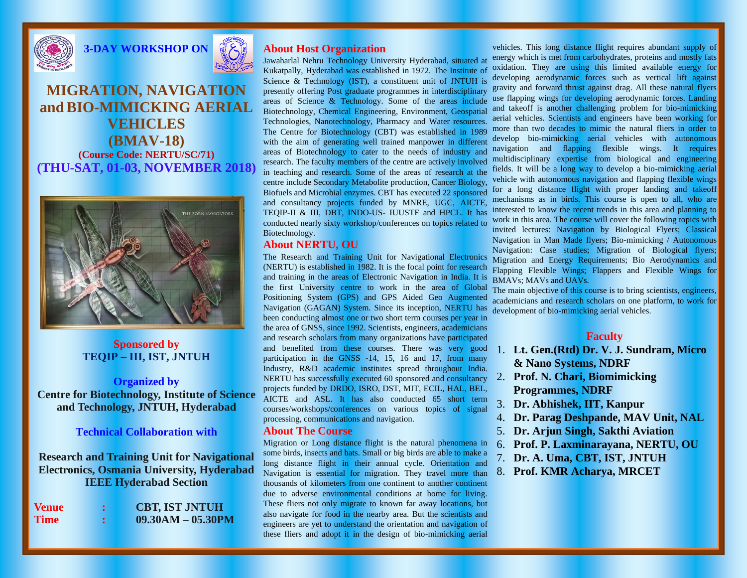**3-DAY WORKSHOP ON**

# MIGRATION, NAVIGATION and BIO-MIMICKING AERIAL VEHICLES (BMAV-18)

**(Course Code: NERTU/SC/71)**

**(THU-SAT, 01-03, NOVEMBER 2018)**

**Sponsored by**
**TEQIP – III, IST, JNTUH**

**Organized by**
**Centre for Biotechnology, Institute of Science and Technology, JNTUH, Hyderabad**

**Technical Collaboration with**

**Research and Training Unit for Navigational Electronics, Osmania University, Hyderabad**
**IEEE Hyderabad Section**

**Venue : CBT, IST JNTUH**
**Time : 09.30AM – 05.30PM**

## About Host Organization

Jawaharlal Nehru Technology University Hyderabad, situated at Kukatpally, Hyderabad was established in 1972. The Institute of Science & Technology (IST), a constituent unit of JNTUH is presently offering Post graduate programmes in interdisciplinary areas of Science & Technology. Some of the areas include Biotechnology, Chemical Engineering, Environment, Geospatial Technologies, Nanotechnology, Pharmacy and Water resources. The Centre for Biotechnology (CBT) was established in 1989 with the aim of generating well trained manpower in different areas of Biotechnology to cater to the needs of industry and research. The faculty members of the centre are actively involved in teaching and research. Some of the areas of research at the centre include Secondary Metabolite production, Cancer Biology, Biofuels and Microbial enzymes. CBT has executed 22 sponsored and consultancy projects funded by MNRE, UGC, AICTE, TEQIP-II & III, DBT, INDO-US- IUUSTF and HPCL. It has conducted nearly sixty workshop/conferences on topics related to Biotechnology.

## About NERTU, OU

The Research and Training Unit for Navigational Electronics (NERTU) is established in 1982. It is the focal point for research and training in the areas of Electronic Navigation in India. It is the first University centre to work in the area of Global Positioning System (GPS) and GPS Aided Geo Augmented Navigation (GAGAN) System. Since its inception, NERTU has been conducting almost one or two short term courses per year in the area of GNSS, since 1992. Scientists, engineers, academicians and research scholars from many organizations have participated and benefited from these courses. There was very good participation in the GNSS -14, 15, 16 and 17, from many Industry, R&D academic institutes spread throughout India. NERTU has successfully executed 60 sponsored and consultancy projects funded by DRDO, ISRO, DST, MIT, ECIL, HAL, BEL, AICTE and ASL. It has also conducted 65 short term courses/workshops/conferences on various topics of signal processing, communications and navigation.

## About The Course

Migration or Long distance flight is the natural phenomena in some birds, insects and bats. Small or big birds are able to make a long distance flight in their annual cycle. Orientation and Navigation is essential for migration. They travel more than thousands of kilometers from one continent to another continent due to adverse environmental conditions at home for living. These fliers not only migrate to known far away locations, but also navigate for food in the nearby area. But the scientists and engineers are yet to understand the orientation and navigation of these fliers and adopt it in the design of bio-mimicking aerial vehicles. This long distance flight requires abundant supply of energy which is met from carbohydrates, proteins and mostly fats oxidation. They are using this limited available energy for developing aerodynamic forces such as vertical lift against gravity and forward thrust against drag. All these natural flyers use flapping wings for developing aerodynamic forces. Landing and takeoff is another challenging problem for bio-mimicking aerial vehicles. Scientists and engineers have been working for more than two decades to mimic the natural fliers in order to develop bio-mimicking aerial vehicles with autonomous navigation and flapping flexible wings. It requires multidisciplinary expertise from biological and engineering fields. It will be a long way to develop a bio-mimicking aerial vehicle with autonomous navigation and flapping flexible wings for a long distance flight with proper landing and takeoff mechanisms as in birds. This course is open to all, who are interested to know the recent trends in this area and planning to work in this area. The course will cover the following topics with invited lectures: Navigation by Biological Flyers; Classical Navigation in Man Made flyers; Bio-mimicking / Autonomous Navigation: Case studies; Migration of Biological flyers; Migration and Energy Requirements; Bio Aerodynamics and Flapping Flexible Wings; Flappers and Flexible Wings for BMAVs; MAVs and UAVs.

The main objective of this course is to bring scientists, engineers, academicians and research scholars on one platform, to work for development of bio-mimicking aerial vehicles.

## Faculty

1. **Lt. Gen.(Rtd) Dr. V. J. Sundram, Micro & Nano Systems, NDRF**
2. **Prof. N. Chari, Biomimicking Programmes, NDRF**
3. **Dr. Abhishek, IIT, Kanpur**
4. **Dr. Parag Deshpande, MAV Unit, NAL**
5. **Dr. Arjun Singh, Sakthi Aviation**
6. **Prof. P. Laxminarayana, NERTU, OU**
7. **Dr. A. Uma, CBT, IST, JNTUH**
8. **Prof. KMR Acharya, MRCET**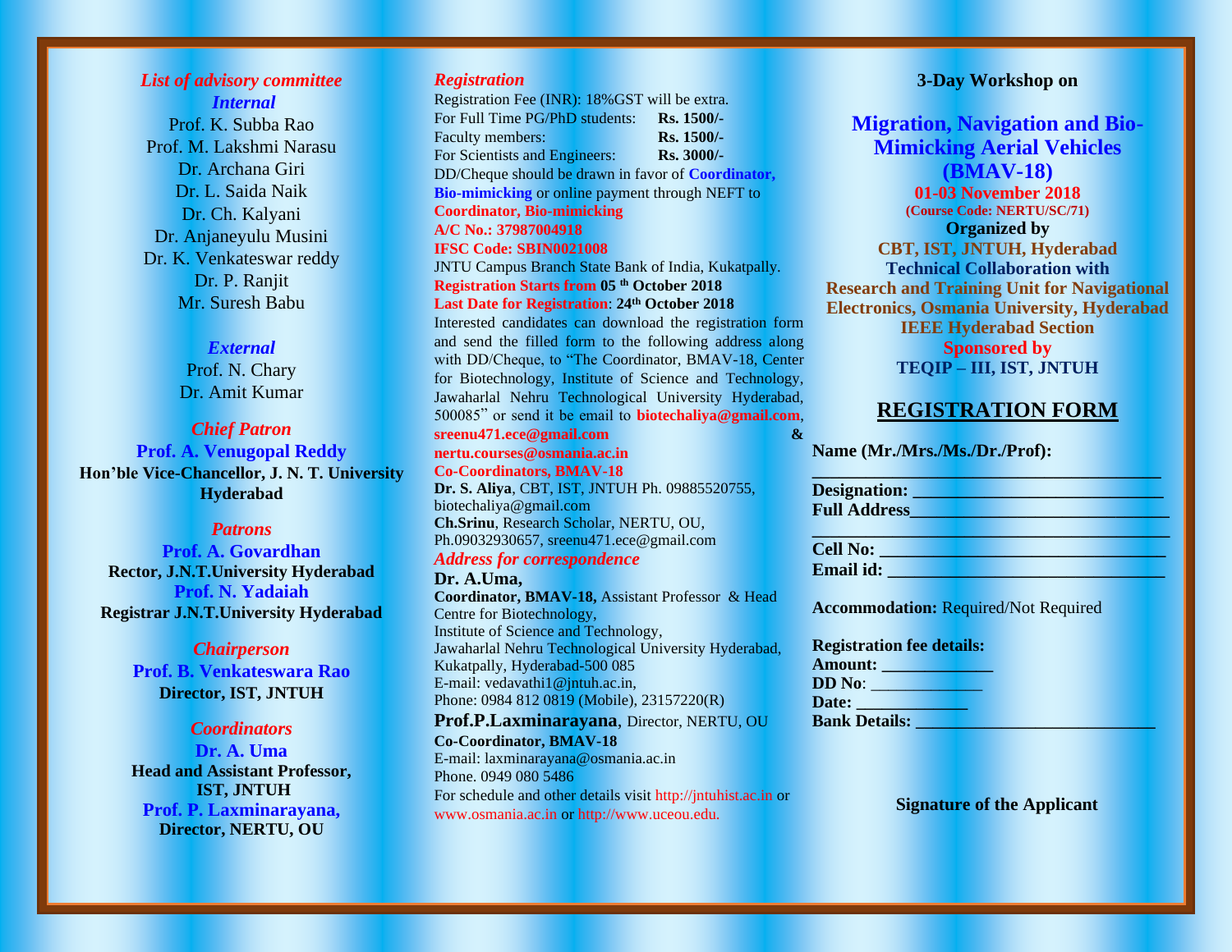## *List of advisory committee*

### *Internal*

Prof. K. Subba Rao
Prof. M. Lakshmi Narasu
Dr. Archana Giri
Dr. L. Saida Naik
Dr. Ch. Kalyani
Dr. Anjaneyulu Musini
Dr. K. Venkateswar reddy
Dr. P. Ranjit
Mr. Suresh Babu

### *External*

Prof. N. Chary
Dr. Amit Kumar

### *Chief Patron*

**Prof. A. Venugopal Reddy**
**Hon'ble Vice-Chancellor, J. N. T. University Hyderabad**

### *Patrons*

**Prof. A. Govardhan**
**Rector, J.N.T.University Hyderabad**
**Prof. N. Yadaiah**
**Registrar J.N.T.University Hyderabad**

### *Chairperson*

**Prof. B. Venkateswara Rao**
**Director, IST, JNTUH**

### *Coordinators*

**Dr. A. Uma**
**Head and Assistant Professor, IST, JNTUH**
**Prof. P. Laxminarayana,**
**Director, NERTU, OU**

## *Registration*

Registration Fee (INR): 18%GST will be extra.

| | |
|---|---|
| For Full Time PG/PhD students: | **Rs. 1500/-** |
| Faculty members: | **Rs. 1500/-** |
| For Scientists and Engineers: | **Rs. 3000/-** |

DD/Cheque should be drawn in favor of **Coordinator, Bio-mimicking** or online payment through NEFT to **Coordinator, Bio-mimicking**
**A/C No.: 37987004918**
**IFSC Code: SBIN0021008**
JNTU Campus Branch State Bank of India, Kukatpally.
**Registration Starts from 05 th October 2018**
**Last Date for Registration: 24th October 2018**

Interested candidates can download the registration form and send the filled form to the following address along with DD/Cheque, to "The Coordinator, BMAV-18, Center for Biotechnology, Institute of Science and Technology, Jawaharlal Nehru Technological University Hyderabad, 500085" or send it be email to **biotechaliya@gmail.com**, **sreenu471.ece@gmail.com** & **nertu.courses@osmania.ac.in**

**Co-Coordinators, BMAV-18**
**Dr. S. Aliya**, CBT, IST, JNTUH Ph. 09885520755, biotechaliya@gmail.com
**Ch.Srinu**, Research Scholar, NERTU, OU, Ph.09032930657, sreenu471.ece@gmail.com

### *Address for correspondence*

**Dr. A.Uma,**
**Coordinator, BMAV-18,** Assistant Professor & Head
Centre for Biotechnology,
Institute of Science and Technology,
Jawaharlal Nehru Technological University Hyderabad,
Kukatpally, Hyderabad-500 085
E-mail: vedavathi1@jntuh.ac.in,
Phone: 0984 812 0819 (Mobile), 23157220(R)

**Prof.P.Laxminarayana**, Director, NERTU, OU
**Co-Coordinator, BMAV-18**
E-mail: laxminarayana@osmania.ac.in
Phone. 0949 080 5486

For schedule and other details visit http://jntuhist.ac.in or www.osmania.ac.in or http://www.uceou.edu.

**3-Day Workshop on**

# Migration, Navigation and Bio-Mimicking Aerial Vehicles (BMAV-18)

**01-03 November 2018**
**(Course Code: NERTU/SC/71)**

**Organized by**
**CBT, IST, JNTUH, Hyderabad**
**Technical Collaboration with**
**Research and Training Unit for Navigational Electronics, Osmania University, Hyderabad**
**IEEE Hyderabad Section**
**Sponsored by**
**TEQIP – III, IST, JNTUH**

## REGISTRATION FORM

**Name (Mr./Mrs./Ms./Dr./Prof):**
_______________________________________

**Designation:** ___________________________
**Full Address**____________________________
_______________________________________
**Cell No:** ______________________________
**Email id:** ______________________________

**Accommodation:** Required/Not Required

**Registration fee details:**
**Amount:** ____________
**DD No**: ____________
**Date:** ____________
**Bank Details:** ___________________________

**Signature of the Applicant**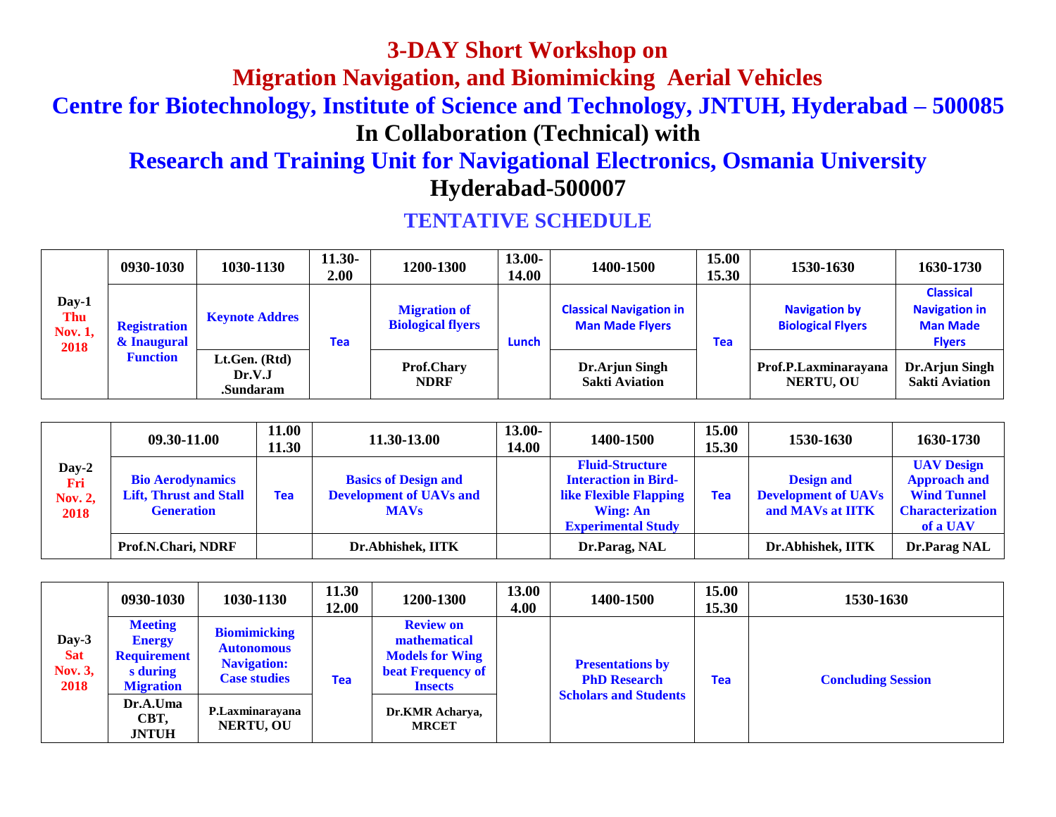# 3-DAY Short Workshop on

# Migration Navigation, and Biomimicking Aerial Vehicles

## Centre for Biotechnology, Institute of Science and Technology, JNTUH, Hyderabad – 500085

## In Collaboration (Technical) with

## Research and Training Unit for Navigational Electronics, Osmania University

## Hyderabad-500007

### TENTATIVE SCHEDULE

| | 0930-1030 | 1030-1130 | 11.30-2.00 | 1200-1300 | 13.00-14.00 | 1400-1500 | 15.00 15.30 | 1530-1630 | 1630-1730 |
|---|---|---|---|---|---|---|---|---|---|
| **Day-1 Thu Nov. 1, 2018** | **Registration & Inaugural Function** | **Keynote Addres** | **Tea** | **Migration of Biological flyers** | **Lunch** | **Classical Navigation in Man Made Flyers** | **Tea** | **Navigation by Biological Flyers** | **Classical Navigation in Man Made Flyers** |
| | | **Lt.Gen. (Rtd) Dr.V.J .Sundaram** | | **Prof.Chary NDRF** | | **Dr.Arjun Singh Sakti Aviation** | | **Prof.P.Laxminarayana NERTU, OU** | **Dr.Arjun Singh Sakti Aviation** |

| | 09.30-11.00 | 11.00 11.30 | 11.30-13.00 | 13.00-14.00 | 1400-1500 | 15.00 15.30 | 1530-1630 | 1630-1730 |
|---|---|---|---|---|---|---|---|---|
| **Day-2 Fri Nov. 2, 2018** | **Bio Aerodynamics Lift, Thrust and Stall Generation** | **Tea** | **Basics of Design and Development of UAVs and MAVs** | | **Fluid-Structure Interaction in Bird-like Flexible Flapping Wing: An Experimental Study** | **Tea** | **Design and Development of UAVs and MAVs at IITK** | **UAV Design Approach and Wind Tunnel Characterization of a UAV** |
| | **Prof.N.Chari, NDRF** | | **Dr.Abhishek, IITK** | | **Dr.Parag, NAL** | | **Dr.Abhishek, IITK** | **Dr.Parag NAL** |

| | 0930-1030 | 1030-1130 | 11.30 12.00 | 1200-1300 | 13.00 4.00 | 1400-1500 | 15.00 15.30 | 1530-1630 |
|---|---|---|---|---|---|---|---|---|
| **Day-3 Sat Nov. 3, 2018** | **Meeting Energy Requirements during Migration** | **Biomimicking Autonomous Navigation: Case studies** | **Tea** | **Review on mathematical Models for Wing beat Frequency of Insects** | | **Presentations by PhD Research Scholars and Students** | **Tea** | **Concluding Session** |
| | **Dr.A.Uma CBT, JNTUH** | **P.Laxminarayana NERTU, OU** | | **Dr.KMR Acharya, MRCET** | | | | |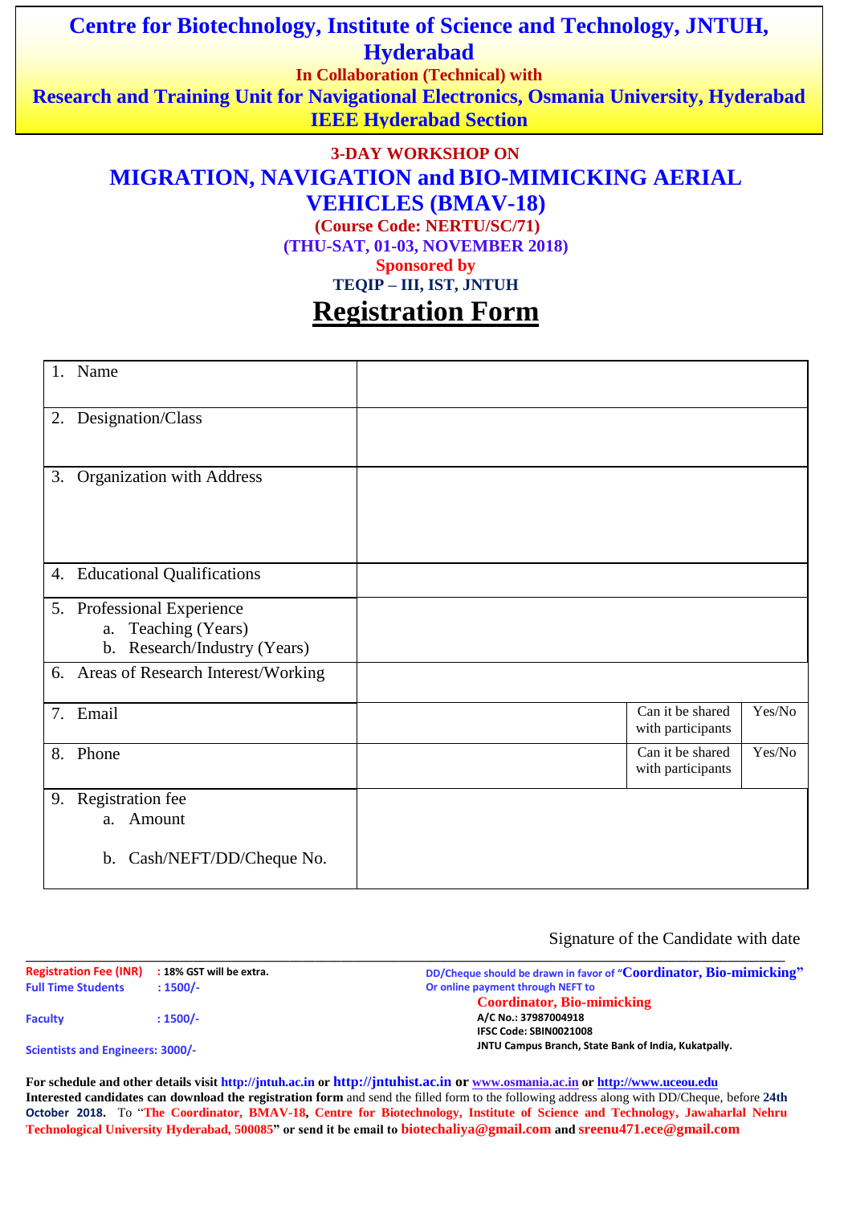# Centre for Biotechnology, Institute of Science and Technology, JNTUH, Hyderabad

**In Collaboration (Technical) with**

**Research and Training Unit for Navigational Electronics, Osmania University, Hyderabad**

**IEEE Hyderabad Section**

**3-DAY WORKSHOP ON**

## MIGRATION, NAVIGATION and BIO-MIMICKING AERIAL VEHICLES (BMAV-18)

**(Course Code: NERTU/SC/71)**

**(THU-SAT, 01-03, NOVEMBER 2018)**

**Sponsored by**

**TEQIP – III, IST, JNTUH**

# Registration Form

| | | | |
|---|---|---|---|
| 1. Name | | | |
| 2. Designation/Class | | | |
| 3. Organization with Address | | | |
| 4. Educational Qualifications | | | |
| 5. Professional Experience<br>a. Teaching (Years)<br>b. Research/Industry (Years) | | | |
| 6. Areas of Research Interest/Working | | | |
| 7. Email | | Can it be shared with participants | Yes/No |
| 8. Phone | | Can it be shared with participants | Yes/No |
| 9. Registration fee<br>a. Amount<br>b. Cash/NEFT/DD/Cheque No. | | | |

Signature of the Candidate with date

**Registration Fee (INR)** : 18% GST will be extra.

**Full Time Students** : 1500/-

**Faculty** : 1500/-

**Scientists and Engineers:** 3000/-

DD/Cheque should be drawn in favor of "**Coordinator, Bio-mimicking**"
Or online payment through NEFT to
**Coordinator, Bio-mimicking**
**A/C No.: 37987004918**
**IFSC Code: SBIN0021008**
**JNTU Campus Branch, State Bank of India, Kukatpally.**

**For schedule and other details visit http://jntuh.ac.in or http://jntuhist.ac.in or www.osmania.ac.in or http://www.uceou.edu**
**Interested candidates can download the registration form** and send the filled form to the following address along with DD/Cheque, before **24th October 2018.** To "**The Coordinator, BMAV-18, Centre for Biotechnology, Institute of Science and Technology, Jawaharlal Nehru Technological University Hyderabad, 500085**" **or send it be email to biotechaliya@gmail.com and sreenu471.ece@gmail.com**